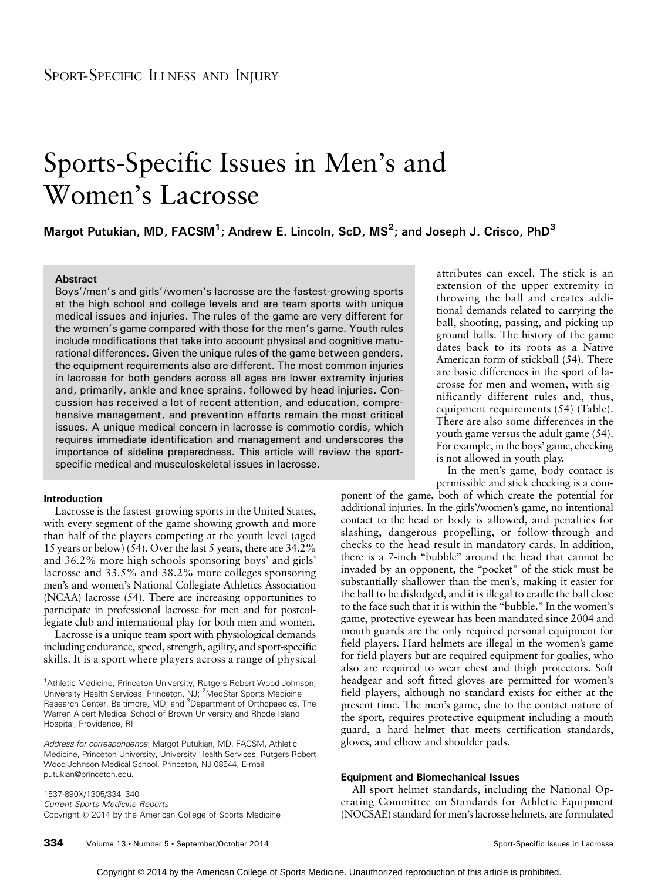# Sports-Specific Issues in Men's and Women's Lacrosse

**Margot Putukian, MD, FACSM[1]; Andrew E. Lincoln, ScD, MS[2]; and Joseph J. Crisco, PhD[3]**

### Abstract

Boys'/men's and girls'/women's lacrosse are the fastest-growing sports at the high school and college levels and are team sports with unique medical issues and injuries. The rules of the game are very different for the women's game compared with those for the men's game. Youth rules include modifications that take into account physical and cognitive maturational differences. Given the unique rules of the game between genders, the equipment requirements also are different. The most common injuries in lacrosse for both genders across all ages are lower extremity injuries and, primarily, ankle and knee sprains, followed by head injuries. Concussion has received a lot of recent attention, and education, comprehensive management, and prevention efforts remain the most critical issues. A unique medical concern in lacrosse is commotio cordis, which requires immediate identification and management and underscores the importance of sideline preparedness. This article will review the sport-specific medical and musculoskeletal issues in lacrosse.

### Introduction

Lacrosse is the fastest-growing sports in the United States, with every segment of the game showing growth and more than half of the players competing at the youth level (aged 15 years or below) (54). Over the last 5 years, there are 34.2% and 36.2% more high schools sponsoring boys' and girls' lacrosse and 33.5% and 38.2% more colleges sponsoring men's and women's National Collegiate Athletics Association (NCAA) lacrosse (54). There are increasing opportunities to participate in professional lacrosse for men and for postcollegiate club and international play for both men and women.

Lacrosse is a unique team sport with physiological demands including endurance, speed, strength, agility, and sport-specific skills. It is a sport where players across a range of physical attributes can excel. The stick is an extension of the upper extremity in throwing the ball and creates additional demands related to carrying the ball, shooting, passing, and picking up ground balls. The history of the game dates back to its roots as a Native American form of stickball (54). There are basic differences in the sport of lacrosse for men and women, with significantly different rules and, thus, equipment requirements (54) (Table). There are also some differences in the youth game versus the adult game (54). For example, in the boys' game, checking is not allowed in youth play.

In the men's game, body contact is permissible and stick checking is a component of the game, both of which create the potential for additional injuries. In the girls'/women's game, no intentional contact to the head or body is allowed, and penalties for slashing, dangerous propelling, or follow-through and checks to the head result in mandatory cards. In addition, there is a 7-inch "bubble" around the head that cannot be invaded by an opponent, the "pocket" of the stick must be substantially shallower than the men's, making it easier for the ball to be dislodged, and it is illegal to cradle the ball close to the face such that it is within the "bubble." In the women's game, protective eyewear has been mandated since 2004 and mouth guards are the only required personal equipment for field players. Hard helmets are illegal in the women's game for field players but are required equipment for goalies, who also are required to wear chest and thigh protectors. Soft headgear and soft fitted gloves are permitted for women's field players, although no standard exists for either at the present time. The men's game, due to the contact nature of the sport, requires protective equipment including a mouth guard, a hard helmet that meets certification standards, gloves, and elbow and shoulder pads.

### Equipment and Biomechanical Issues

All sport helmet standards, including the National Operating Committee on Standards for Athletic Equipment (NOCSAE) standard for men's lacrosse helmets, are formulated

---

[1]Athletic Medicine, Princeton University, Rutgers Robert Wood Johnson, University Health Services, Princeton, NJ; [2]MedStar Sports Medicine Research Center, Baltimore, MD; and [3]Department of Orthopaedics, The Warren Alpert Medical School of Brown University and Rhode Island Hospital, Providence, RI

*Address for correspondence*: Margot Putukian, MD, FACSM, Athletic Medicine, Princeton University, University Health Services, Rutgers Robert Wood Johnson Medical School, Princeton, NJ 08544, E-mail: putukian@princeton.edu.

1537-890X/1305/334–340
*Current Sports Medicine Reports*
Copyright © 2014 by the American College of Sports Medicine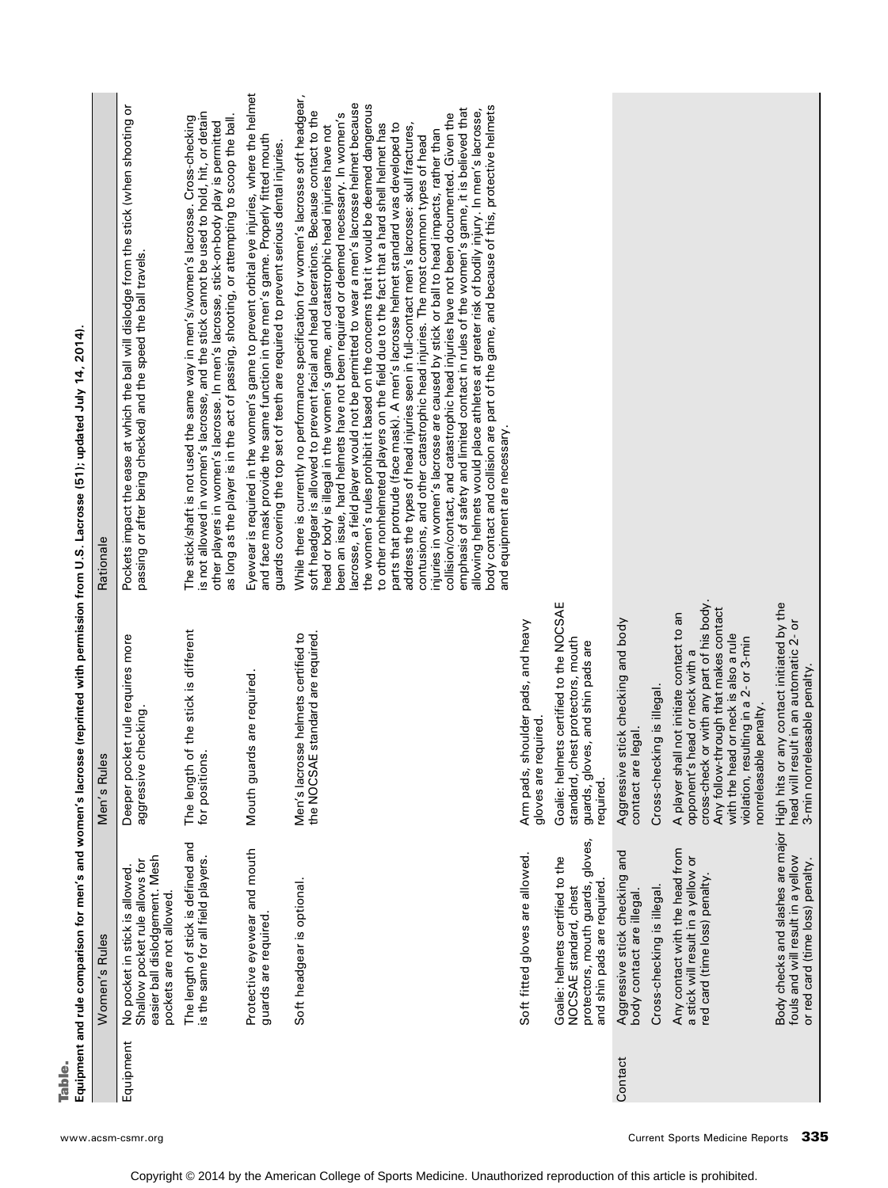**Table.**

**Equipment and rule comparison for men's and women's lacrosse (reprinted with permission from U.S. Lacrosse (51); updated July 14, 2014).**

| | Women's Rules | Men's Rules | Rationale |
|---|---|---|---|
| Equipment | No pocket in stick is allowed. Shallow pocket rule allows for easier ball dislodgement. Mesh pockets are not allowed. | Deeper pocket rule requires more aggressive checking. | Pockets impact the ease at which the ball will dislodge from the stick (when shooting or passing or after being checked) and the speed the ball travels. |
| | The length of stick is defined and is the same for all field players. | The length of the stick is different for positions. | The stick/shaft is not used the same way in men's/women's lacrosse. Cross-checking is not allowed in women's lacrosse, and the stick cannot be used to hold, hit, or detain other players in women's lacrosse. In men's lacrosse, stick-on-body play is permitted as long as the player is in the act of passing, shooting, or attempting to scoop the ball. |
| | Protective eyewear and mouth guards are required. | Mouth guards are required. | Eyewear is required in the women's game to prevent orbital eye injuries, where the helmet and face mask provide the same function in the men's game. Properly fitted mouth guards covering the top set of teeth are required to prevent serious dental injuries. |
| | Soft headgear is optional. | Men's lacrosse helmets certified to the NOCSAE standard are required. | While there is currently no performance specification for women's lacrosse soft headgear, soft headgear is allowed to prevent facial and head lacerations. Because contact to the head or body is illegal in the women's game, and catastrophic head injuries have not been an issue, hard helmets have not been required or deemed necessary. In women's lacrosse, a field player would not be permitted to wear a men's lacrosse helmet because the women's rules prohibit it based on the concerns that it would be deemed dangerous to other nonhelmeted players on the field due to the fact that a hard shell helmet has parts that protrude (face mask). A men's lacrosse helmet standard was developed to address the types of head injuries seen in full-contact men's lacrosse: skull fractures, contusions, and other catastrophic head injuries. The most common types of head injuries in women's lacrosse are caused by stick or ball to head impacts, rather than collision/contact, and catastrophic head injuries have not been documented. Given the emphasis of safety and limited contact in rules of the women's game, it is believed that allowing helmets would place athletes at greater risk of bodily injury. In men's lacrosse, body contact and collision are part of the game, and because of this, protective helmets and equipment are necessary. |
| | Soft fitted gloves are allowed. | Arm pads, shoulder pads, and heavy gloves are required. | |
| | Goalie: helmets certified to the NOCSAE standard, chest protectors, mouth guards, gloves, and shin pads are required. | Goalie: helmets certified to the NOCSAE standard, chest protectors, mouth guards, gloves, and shin pads are required. | |
| Contact | Aggressive stick checking and body contact are illegal. | Aggressive stick checking and body contact are legal. | |
| | Cross-checking is illegal. | Cross-checking is illegal. | |
| | Any contact with the head from a stick will result in a yellow or red card (time loss) penalty. | A player shall not initiate contact to an opponent's head or neck with a cross-check or with any part of his body. Any follow-through that makes contact with the head or neck is also a rule violation, resulting in a 2- or 3-min nonreleasable penalty. | |
| | Body checks and slashes are major fouls and will result in a yellow or red card (time loss) penalty. | High hits or any contact initiated by the head will result in an automatic 2- or 3-min nonreleasable penalty. | |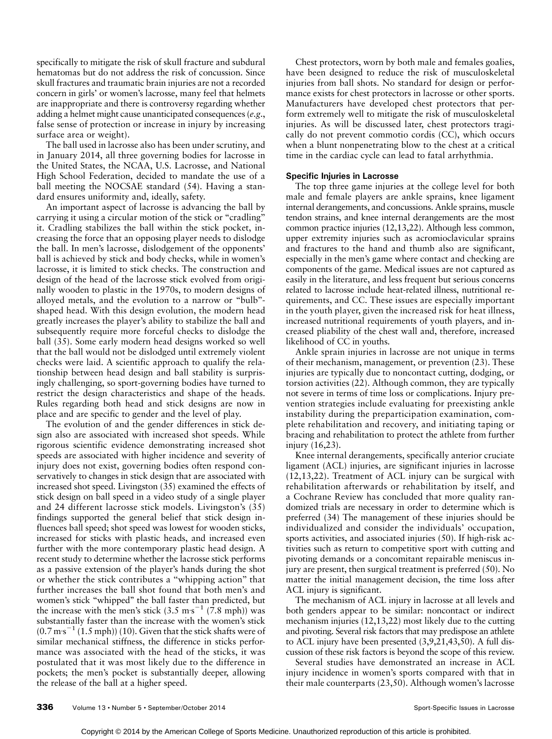specifically to mitigate the risk of skull fracture and subdural hematomas but do not address the risk of concussion. Since skull fractures and traumatic brain injuries are not a recorded concern in girls' or women's lacrosse, many feel that helmets are inappropriate and there is controversy regarding whether adding a helmet might cause unanticipated consequences (*e.g.*, false sense of protection or increase in injury by increasing surface area or weight).

The ball used in lacrosse also has been under scrutiny, and in January 2014, all three governing bodies for lacrosse in the United States, the NCAA, U.S. Lacrosse, and National High School Federation, decided to mandate the use of a ball meeting the NOCSAE standard (54). Having a standard ensures uniformity and, ideally, safety.

An important aspect of lacrosse is advancing the ball by carrying it using a circular motion of the stick or "cradling" it. Cradling stabilizes the ball within the stick pocket, increasing the force that an opposing player needs to dislodge the ball. In men's lacrosse, dislodgement of the opponents' ball is achieved by stick and body checks, while in women's lacrosse, it is limited to stick checks. The construction and design of the head of the lacrosse stick evolved from originally wooden to plastic in the 1970s, to modern designs of alloyed metals, and the evolution to a narrow or "bulb"-shaped head. With this design evolution, the modern head greatly increases the player's ability to stabilize the ball and subsequently require more forceful checks to dislodge the ball (35). Some early modern head designs worked so well that the ball would not be dislodged until extremely violent checks were laid. A scientific approach to qualify the relationship between head design and ball stability is surprisingly challenging, so sport-governing bodies have turned to restrict the design characteristics and shape of the heads. Rules regarding both head and stick designs are now in place and are specific to gender and the level of play.

The evolution of and the gender differences in stick design also are associated with increased shot speeds. While rigorous scientific evidence demonstrating increased shot speeds are associated with higher incidence and severity of injury does not exist, governing bodies often respond conservatively to changes in stick design that are associated with increased shot speed. Livingston (35) examined the effects of stick design on ball speed in a video study of a single player and 24 different lacrosse stick models. Livingston's (35) findings supported the general belief that stick design influences ball speed; shot speed was lowest for wooden sticks, increased for sticks with plastic heads, and increased even further with the more contemporary plastic head design. A recent study to determine whether the lacrosse stick performs as a passive extension of the player's hands during the shot or whether the stick contributes a "whipping action" that further increases the ball shot found that both men's and women's stick "whipped" the ball faster than predicted, but the increase with the men's stick ($3.5\ m{\cdot}s^{-1}$ (7.8 mph)) was substantially faster than the increase with the women's stick ($0.7\ m{\cdot}s^{-1}$ (1.5 mph)) (10). Given that the stick shafts were of similar mechanical stiffness, the difference in sticks performance was associated with the head of the sticks, it was postulated that it was most likely due to the difference in pockets; the men's pocket is substantially deeper, allowing the release of the ball at a higher speed.

Chest protectors, worn by both male and females goalies, have been designed to reduce the risk of musculoskeletal injuries from ball shots. No standard for design or performance exists for chest protectors in lacrosse or other sports. Manufacturers have developed chest protectors that perform extremely well to mitigate the risk of musculoskeletal injuries. As will be discussed later, chest protectors tragically do not prevent commotio cordis (CC), which occurs when a blunt nonpenetrating blow to the chest at a critical time in the cardiac cycle can lead to fatal arrhythmia.

#### Specific Injuries in Lacrosse

The top three game injuries at the college level for both male and female players are ankle sprains, knee ligament internal derangements, and concussions. Ankle sprains, muscle tendon strains, and knee internal derangements are the most common practice injuries (12,13,22). Although less common, upper extremity injuries such as acromioclavicular sprains and fractures to the hand and thumb also are significant, especially in the men's game where contact and checking are components of the game. Medical issues are not captured as easily in the literature, and less frequent but serious concerns related to lacrosse include heat-related illness, nutritional requirements, and CC. These issues are especially important in the youth player, given the increased risk for heat illness, increased nutritional requirements of youth players, and increased pliability of the chest wall and, therefore, increased likelihood of CC in youths.

Ankle sprain injuries in lacrosse are not unique in terms of their mechanism, management, or prevention (23). These injuries are typically due to noncontact cutting, dodging, or torsion activities (22). Although common, they are typically not severe in terms of time loss or complications. Injury prevention strategies include evaluating for preexisting ankle instability during the preparticipation examination, complete rehabilitation and recovery, and initiating taping or bracing and rehabilitation to protect the athlete from further injury (16,23).

Knee internal derangements, specifically anterior cruciate ligament (ACL) injuries, are significant injuries in lacrosse (12,13,22). Treatment of ACL injury can be surgical with rehabilitation afterwards or rehabilitation by itself, and a Cochrane Review has concluded that more quality randomized trials are necessary in order to determine which is preferred (34) The management of these injuries should be individualized and consider the individuals' occupation, sports activities, and associated injuries (50). If high-risk activities such as return to competitive sport with cutting and pivoting demands or a concomitant repairable meniscus injury are present, then surgical treatment is preferred (50). No matter the initial management decision, the time loss after ACL injury is significant.

The mechanism of ACL injury in lacrosse at all levels and both genders appear to be similar: noncontact or indirect mechanism injuries (12,13,22) most likely due to the cutting and pivoting. Several risk factors that may predispose an athlete to ACL injury have been presented (3,9,21,43,50). A full discussion of these risk factors is beyond the scope of this review.

Several studies have demonstrated an increase in ACL injury incidence in women's sports compared with that in their male counterparts (23,50). Although women's lacrosse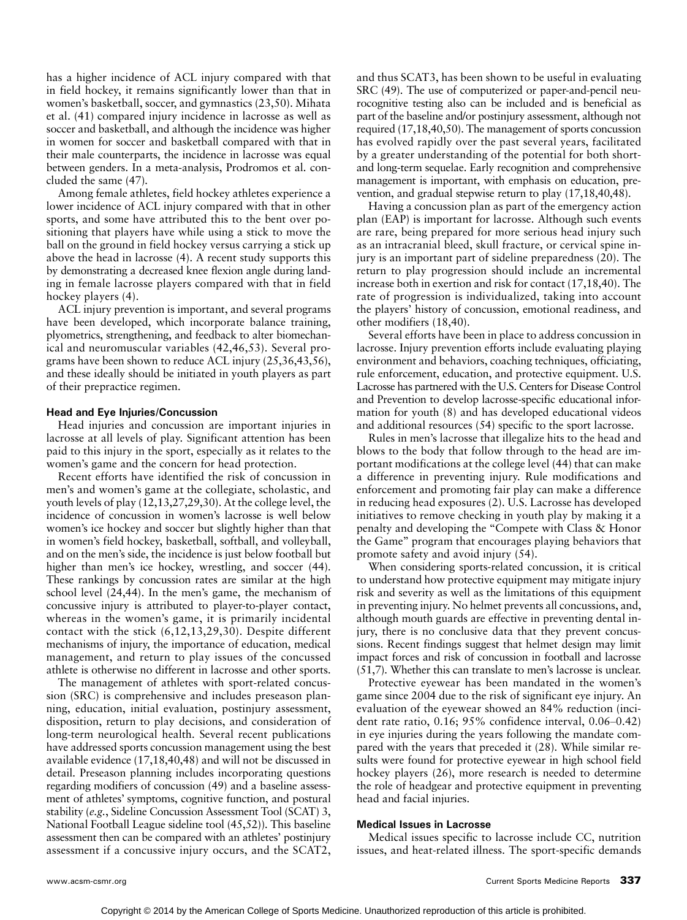has a higher incidence of ACL injury compared with that in field hockey, it remains significantly lower than that in women's basketball, soccer, and gymnastics (23,50). Mihata et al. (41) compared injury incidence in lacrosse as well as soccer and basketball, and although the incidence was higher in women for soccer and basketball compared with that in their male counterparts, the incidence in lacrosse was equal between genders. In a meta-analysis, Prodromos et al. concluded the same (47).

Among female athletes, field hockey athletes experience a lower incidence of ACL injury compared with that in other sports, and some have attributed this to the bent over positioning that players have while using a stick to move the ball on the ground in field hockey versus carrying a stick up above the head in lacrosse (4). A recent study supports this by demonstrating a decreased knee flexion angle during landing in female lacrosse players compared with that in field hockey players (4).

ACL injury prevention is important, and several programs have been developed, which incorporate balance training, plyometrics, strengthening, and feedback to alter biomechanical and neuromuscular variables (42,46,53). Several programs have been shown to reduce ACL injury (25,36,43,56), and these ideally should be initiated in youth players as part of their prepractice regimen.

### Head and Eye Injuries/Concussion

Head injuries and concussion are important injuries in lacrosse at all levels of play. Significant attention has been paid to this injury in the sport, especially as it relates to the women's game and the concern for head protection.

Recent efforts have identified the risk of concussion in men's and women's game at the collegiate, scholastic, and youth levels of play (12,13,27,29,30). At the college level, the incidence of concussion in women's lacrosse is well below women's ice hockey and soccer but slightly higher than that in women's field hockey, basketball, softball, and volleyball, and on the men's side, the incidence is just below football but higher than men's ice hockey, wrestling, and soccer (44). These rankings by concussion rates are similar at the high school level (24,44). In the men's game, the mechanism of concussive injury is attributed to player-to-player contact, whereas in the women's game, it is primarily incidental contact with the stick (6,12,13,29,30). Despite different mechanisms of injury, the importance of education, medical management, and return to play issues of the concussed athlete is otherwise no different in lacrosse and other sports.

The management of athletes with sport-related concussion (SRC) is comprehensive and includes preseason planning, education, initial evaluation, postinjury assessment, disposition, return to play decisions, and consideration of long-term neurological health. Several recent publications have addressed sports concussion management using the best available evidence (17,18,40,48) and will not be discussed in detail. Preseason planning includes incorporating questions regarding modifiers of concussion (49) and a baseline assessment of athletes' symptoms, cognitive function, and postural stability (*e.g.*, Sideline Concussion Assessment Tool (SCAT) 3, National Football League sideline tool (45,52)). This baseline assessment then can be compared with an athletes' postinjury assessment if a concussive injury occurs, and the SCAT2, and thus SCAT3, has been shown to be useful in evaluating SRC (49). The use of computerized or paper-and-pencil neurocognitive testing also can be included and is beneficial as part of the baseline and/or postinjury assessment, although not required (17,18,40,50). The management of sports concussion has evolved rapidly over the past several years, facilitated by a greater understanding of the potential for both short- and long-term sequelae. Early recognition and comprehensive management is important, with emphasis on education, prevention, and gradual stepwise return to play (17,18,40,48).

Having a concussion plan as part of the emergency action plan (EAP) is important for lacrosse. Although such events are rare, being prepared for more serious head injury such as an intracranial bleed, skull fracture, or cervical spine injury is an important part of sideline preparedness (20). The return to play progression should include an incremental increase both in exertion and risk for contact (17,18,40). The rate of progression is individualized, taking into account the players' history of concussion, emotional readiness, and other modifiers (18,40).

Several efforts have been in place to address concussion in lacrosse. Injury prevention efforts include evaluating playing environment and behaviors, coaching techniques, officiating, rule enforcement, education, and protective equipment. U.S. Lacrosse has partnered with the U.S. Centers for Disease Control and Prevention to develop lacrosse-specific educational information for youth (8) and has developed educational videos and additional resources (54) specific to the sport lacrosse.

Rules in men's lacrosse that illegalize hits to the head and blows to the body that follow through to the head are important modifications at the college level (44) that can make a difference in preventing injury. Rule modifications and enforcement and promoting fair play can make a difference in reducing head exposures (2). U.S. Lacrosse has developed initiatives to remove checking in youth play by making it a penalty and developing the "Compete with Class & Honor the Game" program that encourages playing behaviors that promote safety and avoid injury (54).

When considering sports-related concussion, it is critical to understand how protective equipment may mitigate injury risk and severity as well as the limitations of this equipment in preventing injury. No helmet prevents all concussions, and, although mouth guards are effective in preventing dental injury, there is no conclusive data that they prevent concussions. Recent findings suggest that helmet design may limit impact forces and risk of concussion in football and lacrosse (51,7). Whether this can translate to men's lacrosse is unclear.

Protective eyewear has been mandated in the women's game since 2004 due to the risk of significant eye injury. An evaluation of the eyewear showed an 84% reduction (incident rate ratio, 0.16; 95% confidence interval, 0.06–0.42) in eye injuries during the years following the mandate compared with the years that preceded it (28). While similar results were found for protective eyewear in high school field hockey players (26), more research is needed to determine the role of headgear and protective equipment in preventing head and facial injuries.

### Medical Issues in Lacrosse

Medical issues specific to lacrosse include CC, nutrition issues, and heat-related illness. The sport-specific demands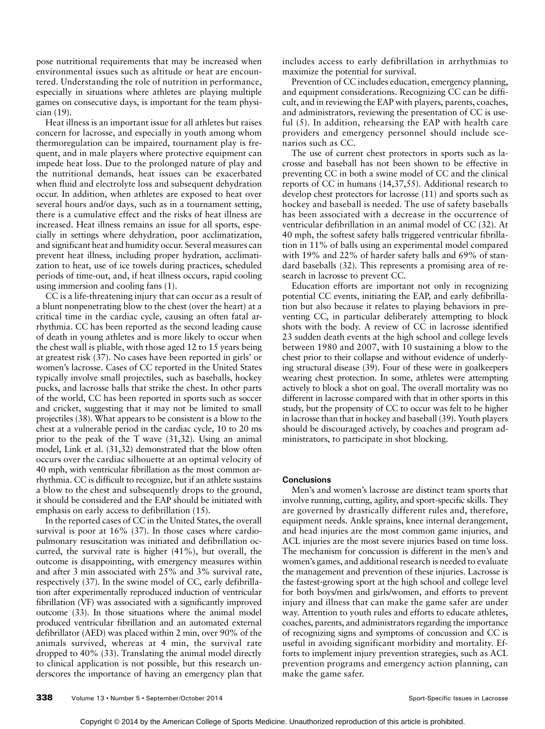pose nutritional requirements that may be increased when environmental issues such as altitude or heat are encountered. Understanding the role of nutrition in performance, especially in situations where athletes are playing multiple games on consecutive days, is important for the team physician (19).

Heat illness is an important issue for all athletes but raises concern for lacrosse, and especially in youth among whom thermoregulation can be impaired, tournament play is frequent, and in male players where protective equipment can impede heat loss. Due to the prolonged nature of play and the nutritional demands, heat issues can be exacerbated when fluid and electrolyte loss and subsequent dehydration occur. In addition, when athletes are exposed to heat over several hours and/or days, such as in a tournament setting, there is a cumulative effect and the risks of heat illness are increased. Heat illness remains an issue for all sports, especially in settings where dehydration, poor acclimatization, and significant heat and humidity occur. Several measures can prevent heat illness, including proper hydration, acclimatization to heat, use of ice towels during practices, scheduled periods of time-out, and, if heat illness occurs, rapid cooling using immersion and cooling fans (1).

CC is a life-threatening injury that can occur as a result of a blunt nonpenetrating blow to the chest (over the heart) at a critical time in the cardiac cycle, causing an often fatal arrhythmia. CC has been reported as the second leading cause of death in young athletes and is more likely to occur when the chest wall is pliable, with those aged 12 to 15 years being at greatest risk (37). No cases have been reported in girls' or women's lacrosse. Cases of CC reported in the United States typically involve small projectiles, such as baseballs, hockey pucks, and lacrosse balls that strike the chest. In other parts of the world, CC has been reported in sports such as soccer and cricket, suggesting that it may not be limited to small projectiles (38). What appears to be consistent is a blow to the chest at a vulnerable period in the cardiac cycle, 10 to 20 ms prior to the peak of the T wave (31,32). Using an animal model, Link et al. (31,32) demonstrated that the blow often occurs over the cardiac silhouette at an optimal velocity of 40 mph, with ventricular fibrillation as the most common arrhythmia. CC is difficult to recognize, but if an athlete sustains a blow to the chest and subsequently drops to the ground, it should be considered and the EAP should be initiated with emphasis on early access to defibrillation (15).

In the reported cases of CC in the United States, the overall survival is poor at 16% (37). In those cases where cardiopulmonary resuscitation was initiated and defibrillation occurred, the survival rate is higher (41%), but overall, the outcome is disappointing, with emergency measures within and after 3 min associated with 25% and 3% survival rate, respectively (37). In the swine model of CC, early defibrillation after experimentally reproduced induction of ventricular fibrillation (VF) was associated with a significantly improved outcome (33). In those situations where the animal model produced ventricular fibrillation and an automated external defibrillator (AED) was placed within 2 min, over 90% of the animals survived, whereas at 4 min, the survival rate dropped to 40% (33). Translating the animal model directly to clinical application is not possible, but this research underscores the importance of having an emergency plan that includes access to early defibrillation in arrhythmias to maximize the potential for survival.

Prevention of CC includes education, emergency planning, and equipment considerations. Recognizing CC can be difficult, and in reviewing the EAP with players, parents, coaches, and administrators, reviewing the presentation of CC is useful (5). In addition, rehearsing the EAP with health care providers and emergency personnel should include scenarios such as CC.

The use of current chest protectors in sports such as lacrosse and baseball has not been shown to be effective in preventing CC in both a swine model of CC and the clinical reports of CC in humans (14,37,55). Additional research to develop chest protectors for lacrosse (11) and sports such as hockey and baseball is needed. The use of safety baseballs has been associated with a decrease in the occurrence of ventricular defibrillation in an animal model of CC (32). At 40 mph, the softest safety balls triggered ventricular fibrillation in 11% of balls using an experimental model compared with 19% and 22% of harder safety balls and 69% of standard baseballs (32). This represents a promising area of research in lacrosse to prevent CC.

Education efforts are important not only in recognizing potential CC events, initiating the EAP, and early defibrillation but also because it relates to playing behaviors in preventing CC, in particular deliberately attempting to block shots with the body. A review of CC in lacrosse identified 23 sudden death events at the high school and college levels between 1980 and 2007, with 10 sustaining a blow to the chest prior to their collapse and without evidence of underlying structural disease (39). Four of these were in goalkeepers wearing chest protection. In some, athletes were attempting actively to block a shot on goal. The overall mortality was no different in lacrosse compared with that in other sports in this study, but the propensity of CC to occur was felt to be higher in lacrosse than that in hockey and baseball (39). Youth players should be discouraged actively, by coaches and program administrators, to participate in shot blocking.

## Conclusions

Men's and women's lacrosse are distinct team sports that involve running, cutting, agility, and sport-specific skills. They are governed by drastically different rules and, therefore, equipment needs. Ankle sprains, knee internal derangement, and head injuries are the most common game injuries, and ACL injuries are the most severe injuries based on time loss. The mechanism for concussion is different in the men's and women's games, and additional research is needed to evaluate the management and prevention of these injuries. Lacrosse is the fastest-growing sport at the high school and college level for both boys/men and girls/women, and efforts to prevent injury and illness that can make the game safer are under way. Attention to youth rules and efforts to educate athletes, coaches, parents, and administrators regarding the importance of recognizing signs and symptoms of concussion and CC is useful in avoiding significant morbidity and mortality. Efforts to implement injury prevention strategies, such as ACL prevention programs and emergency action planning, can make the game safer.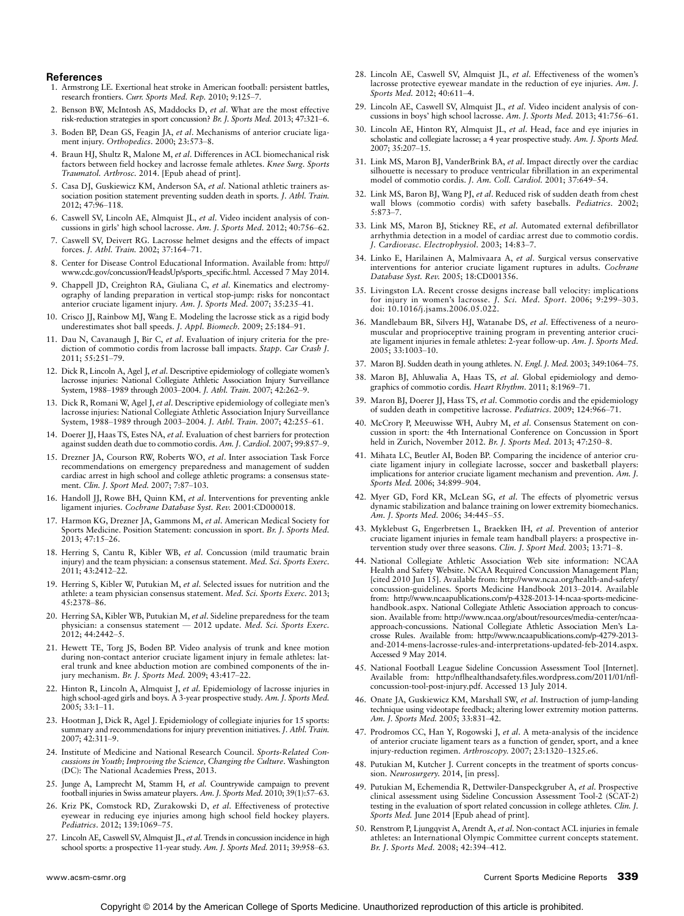## References

1. Armstrong LE. Exertional heat stroke in American football: persistent battles, research frontiers. *Curr. Sports Med. Rep.* 2010; 9:125–7.
2. Benson BW, McIntosh AS, Maddocks D, *et al*. What are the most effective risk-reduction strategies in sport concussion? *Br. J. Sports Med.* 2013; 47:321–6.
3. Boden BP, Dean GS, Feagin JA, *et al*. Mechanisms of anterior cruciate ligament injury. *Orthopedics*. 2000; 23:573–8.
4. Braun HJ, Shultz R, Malone M, *et al*. Differences in ACL biomechanical risk factors between field hockey and lacrosse female athletes. *Knee Surg. Sports Traumatol. Arthrosc.* 2014. [Epub ahead of print].
5. Casa DJ, Guskiewicz KM, Anderson SA, *et al*. National athletic trainers association position statement preventing sudden death in sports. *J. Athl. Train.* 2012; 47:96–118.
6. Caswell SV, Lincoln AE, Almquist JL, *et al*. Video incident analysis of concussions in girls' high school lacrosse. *Am. J. Sports Med.* 2012; 40:756–62.
7. Caswell SV, Deivert RG. Lacrosse helmet designs and the effects of impact forces. *J. Athl. Train.* 2002; 37:164–71.
8. Center for Disease Control Educational Information. Available from: http://www.cdc.gov/concussion/HeadsUp/sports_specific.html. Accessed 7 May 2014.
9. Chappell JD, Creighton RA, Giuliana C, *et al*. Kinematics and electromyography of landing preparation in vertical stop-jump: risks for noncontact anterior cruciate ligament injury. *Am. J. Sports Med.* 2007; 35:235–41.
10. Crisco JJ, Rainbow MJ, Wang E. Modeling the lacrosse stick as a rigid body underestimates shot ball speeds. *J. Appl. Biomech.* 2009; 25:184–91.
11. Dau N, Cavanaugh J, Bir C, *et al*. Evaluation of injury criteria for the prediction of commotio cordis from lacrosse ball impacts. *Stapp. Car Crash J.* 2011; 55:251–79.
12. Dick R, Lincoln A, Agel J, *et al*. Descriptive epidemiology of collegiate women's lacrosse injuries: National Collegiate Athletic Association Injury Surveillance System, 1988–1989 through 2003–2004. *J. Athl. Train.* 2007; 42:262–9.
13. Dick R, Romani W, Agel J, *et al*. Descriptive epidemiology of collegiate men's lacrosse injuries: National Collegiate Athletic Association Injury Surveillance System, 1988–1989 through 2003–2004. *J. Athl. Train.* 2007; 42:255–61.
14. Doerer JJ, Haas TS, Estes NA, *et al*. Evaluation of chest barriers for protection against sudden death due to commotio cordis. *Am. J. Cardiol.* 2007; 99:857–9.
15. Drezner JA, Courson RW, Roberts WO, *et al*. Inter association Task Force recommendations on emergency preparedness and management of sudden cardiac arrest in high school and college athletic programs: a consensus statement. *Clin. J. Sport Med.* 2007; 7:87–103.
16. Handoll JJ, Rowe BH, Quinn KM, *et al*. Interventions for preventing ankle ligament injuries. *Cochrane Database Syst. Rev.* 2001:CD000018.
17. Harmon KG, Drezner JA, Gammons M, *et al*. American Medical Society for Sports Medicine. Position Statement: concussion in sport. *Br. J. Sports Med.* 2013; 47:15–26.
18. Herring S, Cantu R, Kibler WB, *et al*. Concussion (mild traumatic brain injury) and the team physician: a consensus statement. *Med. Sci. Sports Exerc.* 2011; 43:2412–22.
19. Herring S, Kibler W, Putukian M, *et al*. Selected issues for nutrition and the athlete: a team physician consensus statement. *Med. Sci. Sports Exerc.* 2013; 45:2378–86.
20. Herring SA, Kibler WB, Putukian M, *et al*. Sideline preparedness for the team physician: a consensus statement — 2012 update. *Med. Sci. Sports Exerc.* 2012; 44:2442–5.
21. Hewett TE, Torg JS, Boden BP. Video analysis of trunk and knee motion during non-contact anterior cruciate ligament injury in female athletes: lateral trunk and knee abduction motion are combined components of the injury mechanism. *Br. J. Sports Med.* 2009; 43:417–22.
22. Hinton R, Lincoln A, Almquist J, *et al*. Epidemiology of lacrosse injuries in high school-aged girls and boys. A 3-year prospective study. *Am. J. Sports Med.* 2005; 33:1–11.
23. Hootman J, Dick R, Agel J. Epidemiology of collegiate injuries for 15 sports: summary and recommendations for injury prevention initiatives. *J. Athl. Train.* 2007; 42:311–9.
24. Institute of Medicine and National Research Council. *Sports-Related Concussions in Youth; Improving the Science, Changing the Culture*. Washington (DC): The National Academies Press, 2013.
25. Junge A, Lamprecht M, Stamm H, *et al*. Countrywide campaign to prevent football injuries in Swiss amateur players. *Am. J. Sports Med.* 2010; 39(1):57–63.
26. Kriz PK, Comstock RD, Zurakowski D, *et al*. Effectiveness of protective eyewear in reducing eye injuries among high school field hockey players. *Pediatrics*. 2012; 139:1069–75.
27. Lincoln AE, Caswell SV, Almquist JL, *et al*. Trends in concussion incidence in high school sports: a prospective 11-year study. *Am. J. Sports Med.* 2011; 39:958–63.
28. Lincoln AE, Caswell SV, Almquist JL, *et al*. Effectiveness of the women's lacrosse protective eyewear mandate in the reduction of eye injuries. *Am. J. Sports Med.* 2012; 40:611–4.
29. Lincoln AE, Caswell SV, Almquist JL, *et al*. Video incident analysis of concussions in boys' high school lacrosse. *Am. J. Sports Med.* 2013; 41:756–61.
30. Lincoln AE, Hinton RY, Almquist JL, *et al*. Head, face and eye injuries in scholastic and collegiate lacrosse; a 4 year prospective study. *Am. J. Sports Med.* 2007; 35:207–15.
31. Link MS, Maron BJ, VanderBrink BA, *et al*. Impact directly over the cardiac silhouette is necessary to produce ventricular fibrillation in an experimental model of commotio cordis. *J. Am. Coll. Cardiol.* 2001; 37:649–54.
32. Link MS, Baron BJ, Wang PJ, *et al*. Reduced risk of sudden death from chest wall blows (commotio cordis) with safety baseballs. *Pediatrics*. 2002; 5:873–7.
33. Link MS, Maron BJ, Stickney RE, *et al*. Automated external defibrillator arrhythmia detection in a model of cardiac arrest due to commotio cordis. *J. Cardiovasc. Electrophysiol.* 2003; 14:83–7.
34. Linko E, Harilainen A, Malmivaara A, *et al*. Surgical versus conservative interventions for anterior cruciate ligament ruptures in adults. *Cochrane Database Syst. Rev.* 2005; 18:CD001356.
35. Livingston LA. Recent crosse designs increase ball velocity: implications for injury in women's lacrosse. *J. Sci. Med. Sport*. 2006; 9:299–303. doi: 10.1016/j.jsams.2006.05.022.
36. Mandlebaum BR, Silvers HJ, Watanabe DS, *et al*. Effectiveness of a neuromuscular and proprioceptive training program in preventing anterior cruciate ligament injuries in female athletes: 2-year follow-up. *Am. J. Sports Med.* 2005; 33:1003–10.
37. Maron BJ. Sudden death in young athletes. *N. Engl. J. Med.* 2003; 349:1064–75.
38. Maron BJ, Ahluwalia A, Haas TS, *et al*. Global epidemiology and demographics of commotio cordis. *Heart Rhythm*. 2011; 8:1969–71.
39. Maron BJ, Doerer JJ, Hass TS, *et al*. Commotio cordis and the epidemiology of sudden death in competitive lacrosse. *Pediatrics*. 2009; 124:966–71.
40. McCrory P, Meeuwisse WH, Aubry M, *et al*. Consensus Statement on concussion in sport: the 4th International Conference on Concussion in Sport held in Zurich, November 2012. *Br. J. Sports Med.* 2013; 47:250–8.
41. Mihata LC, Beutler AI, Boden BP. Comparing the incidence of anterior cruciate ligament injury in collegiate lacrosse, soccer and basketball players: implications for anterior cruciate ligament mechanism and prevention. *Am. J. Sports Med.* 2006; 34:899–904.
42. Myer GD, Ford KR, McLean SG, *et al*. The effects of plyometric versus dynamic stabilization and balance training on lower extremity biomechanics. *Am. J. Sports Med.* 2006; 34:445–55.
43. Myklebust G, Engerbretsen L, Braekken IH, *et al*. Prevention of anterior cruciate ligament injuries in female team handball players: a prospective intervention study over three seasons. *Clin. J. Sport Med.* 2003; 13:71–8.
44. National Collegiate Athletic Association Web site information: NCAA Health and Safety Website. NCAA Required Concussion Management Plan; [cited 2010 Jun 15]. Available from: http://www.ncaa.org/health-and-safety/concussion-guidelines. Sports Medicine Handbook 2013–2014. Available from: http://www.ncaapublications.com/p-4328-2013-14-ncaa-sports-medicine-handbook.aspx. National Collegiate Athletic Association approach to concussion. Available from: http://www.ncaa.org/about/resources/media-center/ncaa-approach-concussions. National Collegiate Athletic Association Men's Lacrosse Rules. Available from: http://www.ncaapublications.com/p-4279-2013-and-2014-mens-lacrosse-rules-and-interpretations-updated-feb-2014.aspx. Accessed 9 May 2014.
45. National Football League Sideline Concussion Assessment Tool [Internet]. Available from: http://nflhealthandsafety.files.wordpress.com/2011/01/nfl-concussion-tool-post-injury.pdf. Accessed 13 July 2014.
46. Onate JA, Guskiewicz KM, Marshall SW, *et al*. Instruction of jump-landing technique using videotape feedback; altering lower extremity motion patterns. *Am. J. Sports Med.* 2005; 33:831–42.
47. Prodromos CC, Han Y, Rogowski J, *et al*. A meta-analysis of the incidence of anterior cruciate ligament tears as a function of gender, sport, and a knee injury-reduction regimen. *Arthroscopy*. 2007; 23:1320–1325.e6.
48. Putukian M, Kutcher J. Current concepts in the treatment of sports concussion. *Neurosurgery*. 2014, [in press].
49. Putukian M, Echemendia R, Dettwiler-Danspeckgruber A, *et al*. Prospective clinical assessment using Sideline Concussion Assessment Tool-2 (SCAT-2) testing in the evaluation of sport related concussion in college athletes. *Clin. J. Sport Med.* June 2014 [Epub ahead of print].
50. Renstrom P, Ljungqvist A, Arendt A, *et al*. Non-contact ACL injuries in female athletes: an International Olympic Committee current concepts statement. *Br. J. Sports Med.* 2008; 42:394–412.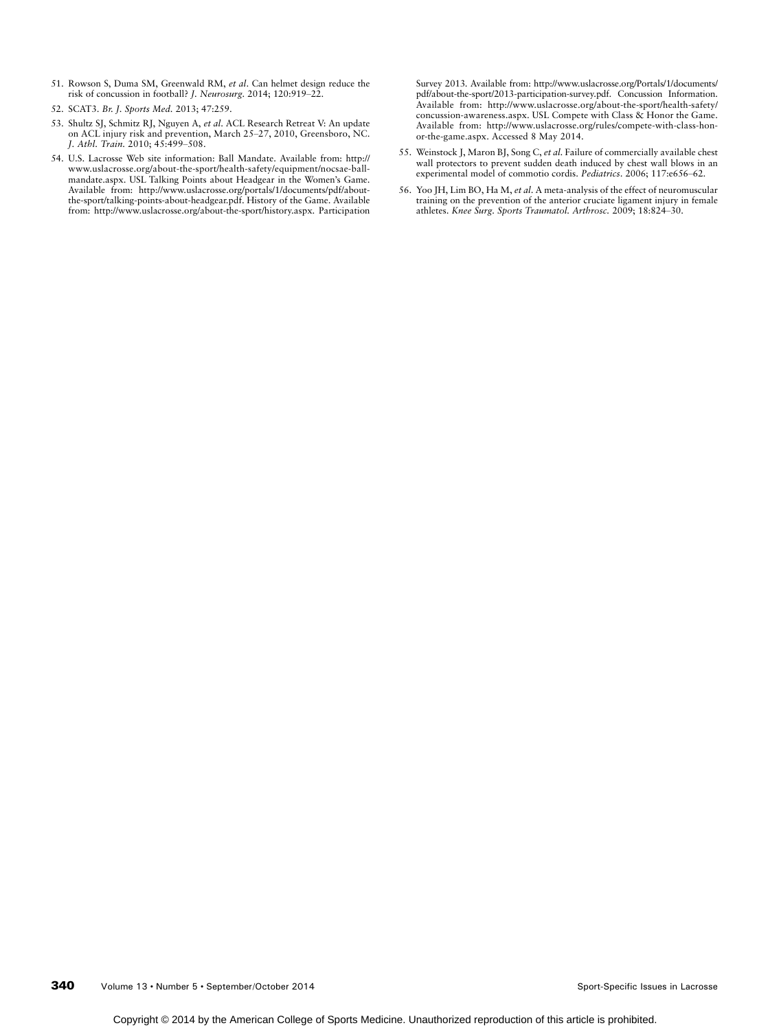51. Rowson S, Duma SM, Greenwald RM, *et al*. Can helmet design reduce the risk of concussion in football? *J. Neurosurg.* 2014; 120:919–22.

52. SCAT3. *Br. J. Sports Med.* 2013; 47:259.

53. Shultz SJ, Schmitz RJ, Nguyen A, *et al*. ACL Research Retreat V: An update on ACL injury risk and prevention, March 25–27, 2010, Greensboro, NC. *J. Athl. Train.* 2010; 45:499–508.

54. U.S. Lacrosse Web site information: Ball Mandate. Available from: http://www.uslacrosse.org/about-the-sport/health-safety/equipment/nocsae-ball-mandate.aspx. USL Talking Points about Headgear in the Women's Game. Available from: http://www.uslacrosse.org/portals/1/documents/pdf/about-the-sport/talking-points-about-headgear.pdf. History of the Game. Available from: http://www.uslacrosse.org/about-the-sport/history.aspx. Participation Survey 2013. Available from: http://www.uslacrosse.org/Portals/1/documents/pdf/about-the-sport/2013-participation-survey.pdf. Concussion Information. Available from: http://www.uslacrosse.org/about-the-sport/health-safety/concussion-awareness.aspx. USL Compete with Class & Honor the Game. Available from: http://www.uslacrosse.org/rules/compete-with-class-honor-the-game.aspx. Accessed 8 May 2014.

55. Weinstock J, Maron BJ, Song C, *et al*. Failure of commercially available chest wall protectors to prevent sudden death induced by chest wall blows in an experimental model of commotio cordis. *Pediatrics*. 2006; 117:e656–62.

56. Yoo JH, Lim BO, Ha M, *et al*. A meta-analysis of the effect of neuromuscular training on the prevention of the anterior cruciate ligament injury in female athletes. *Knee Surg. Sports Traumatol. Arthrosc.* 2009; 18:824–30.

Copyright © 2014 by the American College of Sports Medicine. Unauthorized reproduction of this article is prohibited.